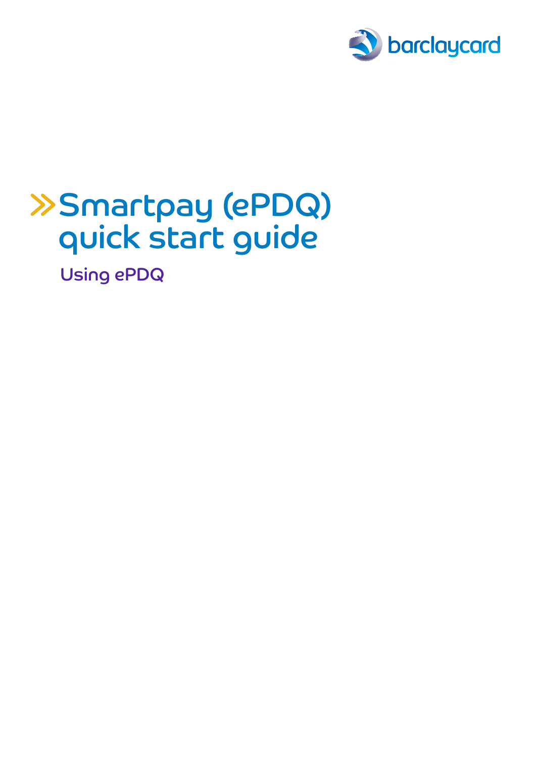barclaycard

# Smartpay (ePDQ) quick start guide

## Using ePDQ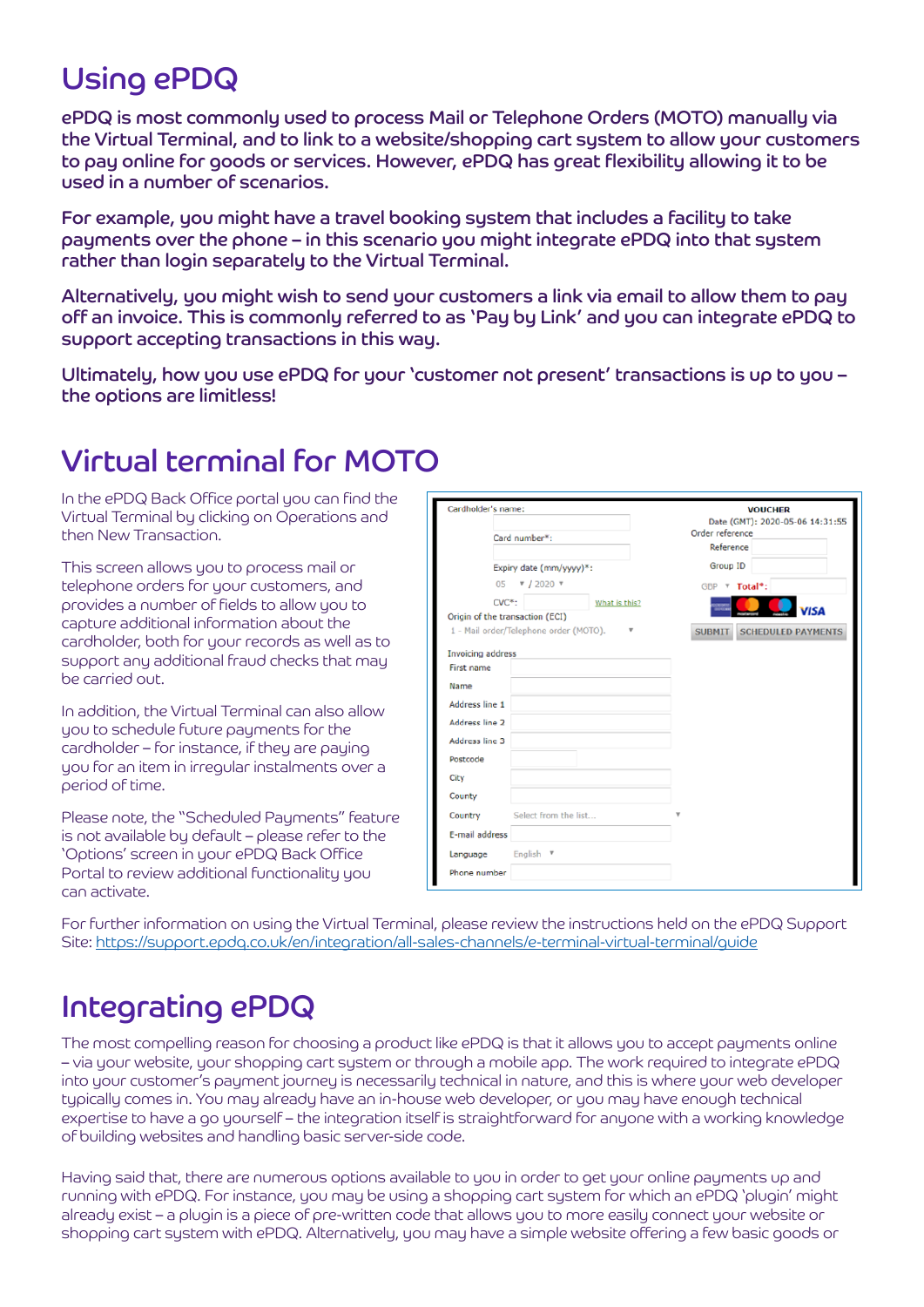# Using ePDQ

**ePDQ is most commonly used to process Mail or Telephone Orders (MOTO) manually via the Virtual Terminal, and to link to a website/shopping cart system to allow your customers to pay online for goods or services. However, ePDQ has great flexibility allowing it to be used in a number of scenarios.**

**For example, you might have a travel booking system that includes a facility to take payments over the phone – in this scenario you might integrate ePDQ into that system rather than login separately to the Virtual Terminal.**

**Alternatively, you might wish to send your customers a link via email to allow them to pay off an invoice. This is commonly referred to as 'Pay by Link' and you can integrate ePDQ to support accepting transactions in this way.**

**Ultimately, how you use ePDQ for your 'customer not present' transactions is up to you – the options are limitless!**

# Virtual terminal for MOTO

In the ePDQ Back Office portal you can find the Virtual Terminal by clicking on Operations and then New Transaction.

This screen allows you to process mail or telephone orders for your customers, and provides a number of fields to allow you to capture additional information about the cardholder, both for your records as well as to support any additional fraud checks that may be carried out.

In addition, the Virtual Terminal can also allow you to schedule future payments for the cardholder – for instance, if they are paying you for an item in irregular instalments over a period of time.

Please note, the "Scheduled Payments" feature is not available by default – please refer to the 'Options' screen in your ePDQ Back Office Portal to review additional functionality you can activate.

For further information on using the Virtual Terminal, please review the instructions held on the ePDQ Support Site: https://support.epdq.co.uk/en/integration/all-sales-channels/e-terminal-virtual-terminal/guide

# Integrating ePDQ

The most compelling reason for choosing a product like ePDQ is that it allows you to accept payments online – via your website, your shopping cart system or through a mobile app. The work required to integrate ePDQ into your customer's payment journey is necessarily technical in nature, and this is where your web developer typically comes in. You may already have an in-house web developer, or you may have enough technical expertise to have a go yourself – the integration itself is straightforward for anyone with a working knowledge of building websites and handling basic server-side code.

Having said that, there are numerous options available to you in order to get your online payments up and running with ePDQ. For instance, you may be using a shopping cart system for which an ePDQ 'plugin' might already exist – a plugin is a piece of pre-written code that allows you to more easily connect your website or shopping cart system with ePDQ. Alternatively, you may have a simple website offering a few basic goods or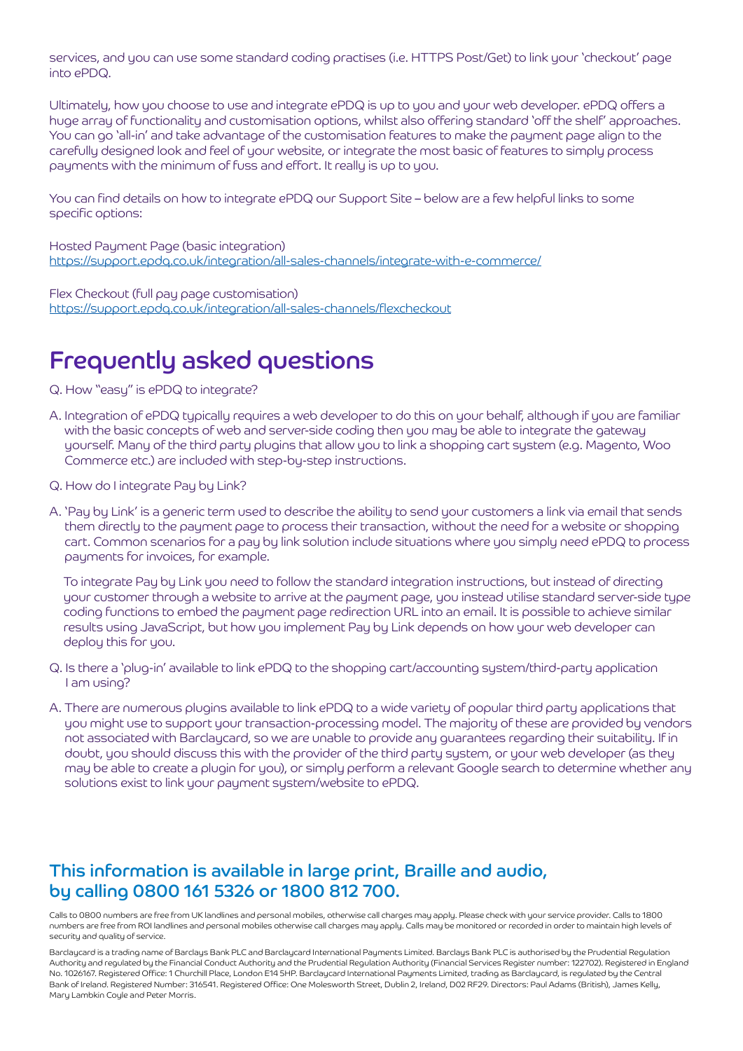services, and you can use some standard coding practises (i.e. HTTPS Post/Get) to link your 'checkout' page into ePDQ.

Ultimately, how you choose to use and integrate ePDQ is up to you and your web developer. ePDQ offers a huge array of functionality and customisation options, whilst also offering standard 'off the shelf' approaches. You can go 'all-in' and take advantage of the customisation features to make the payment page align to the carefully designed look and feel of your website, or integrate the most basic of features to simply process payments with the minimum of fuss and effort. It really is up to you.

You can find details on how to integrate ePDQ our Support Site – below are a few helpful links to some specific options:

Hosted Payment Page (basic integration)
https://support.epdq.co.uk/integration/all-sales-channels/integrate-with-e-commerce/

Flex Checkout (full pay page customisation)
https://support.epdq.co.uk/integration/all-sales-channels/flexcheckout

# Frequently asked questions

Q. How "easy" is ePDQ to integrate?

A. Integration of ePDQ typically requires a web developer to do this on your behalf, although if you are familiar with the basic concepts of web and server-side coding then you may be able to integrate the gateway yourself. Many of the third party plugins that allow you to link a shopping cart system (e.g. Magento, Woo Commerce etc.) are included with step-by-step instructions.

Q. How do I integrate Pay by Link?

A. 'Pay by Link' is a generic term used to describe the ability to send your customers a link via email that sends them directly to the payment page to process their transaction, without the need for a website or shopping cart. Common scenarios for a pay by link solution include situations where you simply need ePDQ to process payments for invoices, for example.

To integrate Pay by Link you need to follow the standard integration instructions, but instead of directing your customer through a website to arrive at the payment page, you instead utilise standard server-side type coding functions to embed the payment page redirection URL into an email. It is possible to achieve similar results using JavaScript, but how you implement Pay by Link depends on how your web developer can deploy this for you.

Q. Is there a 'plug-in' available to link ePDQ to the shopping cart/accounting system/third-party application I am using?

A. There are numerous plugins available to link ePDQ to a wide variety of popular third party applications that you might use to support your transaction-processing model. The majority of these are provided by vendors not associated with Barclaycard, so we are unable to provide any guarantees regarding their suitability. If in doubt, you should discuss this with the provider of the third party system, or your web developer (as they may be able to create a plugin for you), or simply perform a relevant Google search to determine whether any solutions exist to link your payment system/website to ePDQ.

## This information is available in large print, Braille and audio, by calling 0800 161 5326 or 1800 812 700.

Calls to 0800 numbers are free from UK landlines and personal mobiles, otherwise call charges may apply. Please check with your service provider. Calls to 1800 numbers are free from ROI landlines and personal mobiles otherwise call charges may apply. Calls may be monitored or recorded in order to maintain high levels of security and quality of service.

Barclaycard is a trading name of Barclays Bank PLC and Barclaycard International Payments Limited. Barclays Bank PLC is authorised by the Prudential Regulation Authority and regulated by the Financial Conduct Authority and the Prudential Regulation Authority (Financial Services Register number: 122702). Registered in England No. 1026167. Registered Office: 1 Churchill Place, London E14 5HP. Barclaycard International Payments Limited, trading as Barclaycard, is regulated by the Central Bank of Ireland. Registered Number: 316541. Registered Office: One Molesworth Street, Dublin 2, Ireland, D02 RF29. Directors: Paul Adams (British), James Kelly, Mary Lambkin Coyle and Peter Morris.